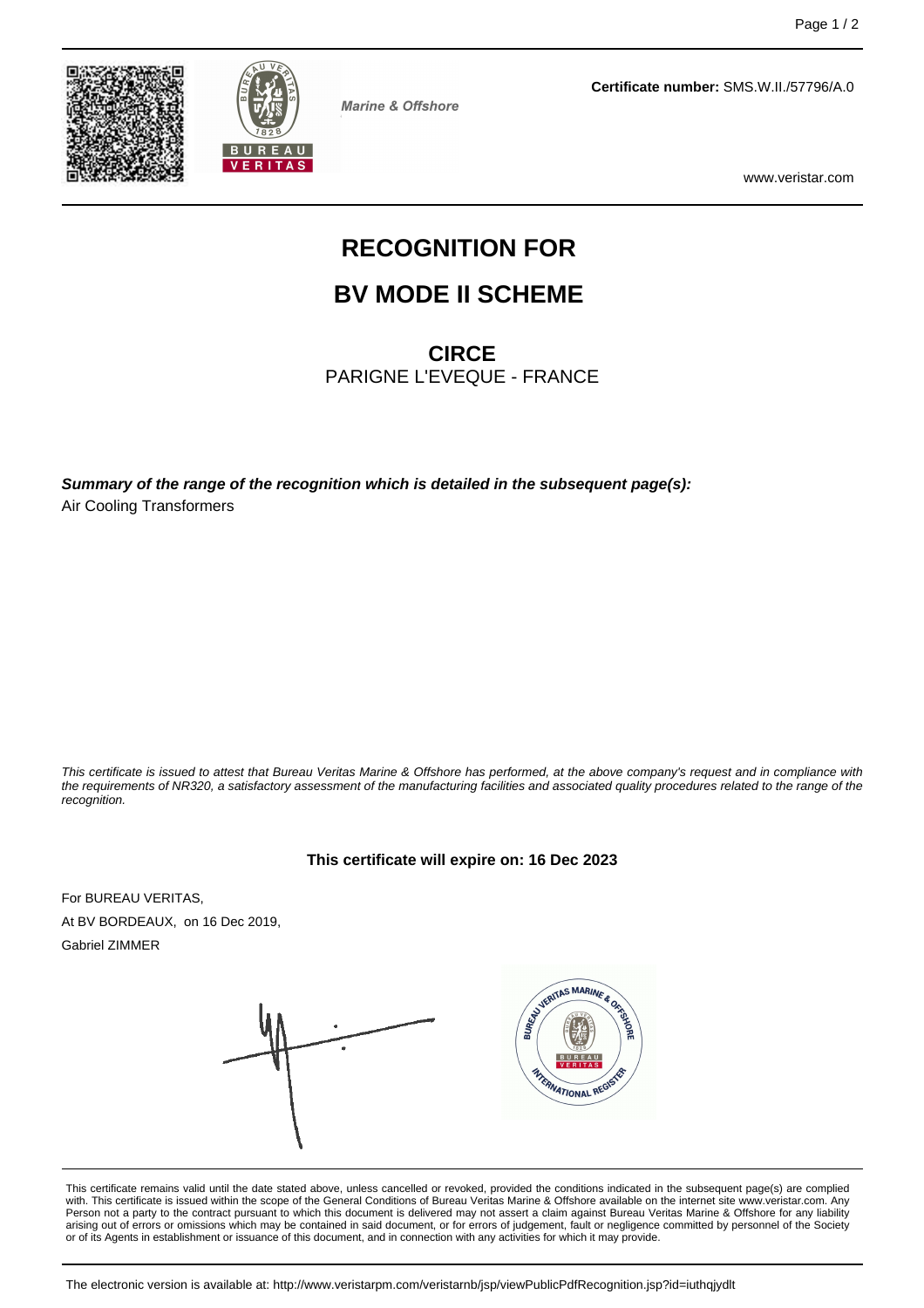Marine & Offshore

**Certificate number:** SMS.W.II./57796/A.0

www.veristar.com

# RECOGNITION FOR

# BV MODE II SCHEME

## CIRCE

PARIGNE L'EVEQUE - FRANCE

***Summary of the range of the recognition which is detailed in the subsequent page(s):***

Air Cooling Transformers

*This certificate is issued to attest that Bureau Veritas Marine & Offshore has performed, at the above company's request and in compliance with the requirements of NR320, a satisfactory assessment of the manufacturing facilities and associated quality procedures related to the range of the recognition.*

**This certificate will expire on: 16 Dec 2023**

For BUREAU VERITAS,

At BV BORDEAUX, on 16 Dec 2019,

Gabriel ZIMMER

This certificate remains valid until the date stated above, unless cancelled or revoked, provided the conditions indicated in the subsequent page(s) are complied with. This certificate is issued within the scope of the General Conditions of Bureau Veritas Marine & Offshore available on the internet site www.veristar.com. Any Person not a party to the contract pursuant to which this document is delivered may not assert a claim against Bureau Veritas Marine & Offshore for any liability arising out of errors or omissions which may be contained in said document, or for errors of judgement, fault or negligence committed by personnel of the Society or of its Agents in establishment or issuance of this document, and in connection with any activities for which it may provide.

The electronic version is available at: http://www.veristarpm.com/veristarnb/jsp/viewPublicPdfRecognition.jsp?id=iuthqjydlt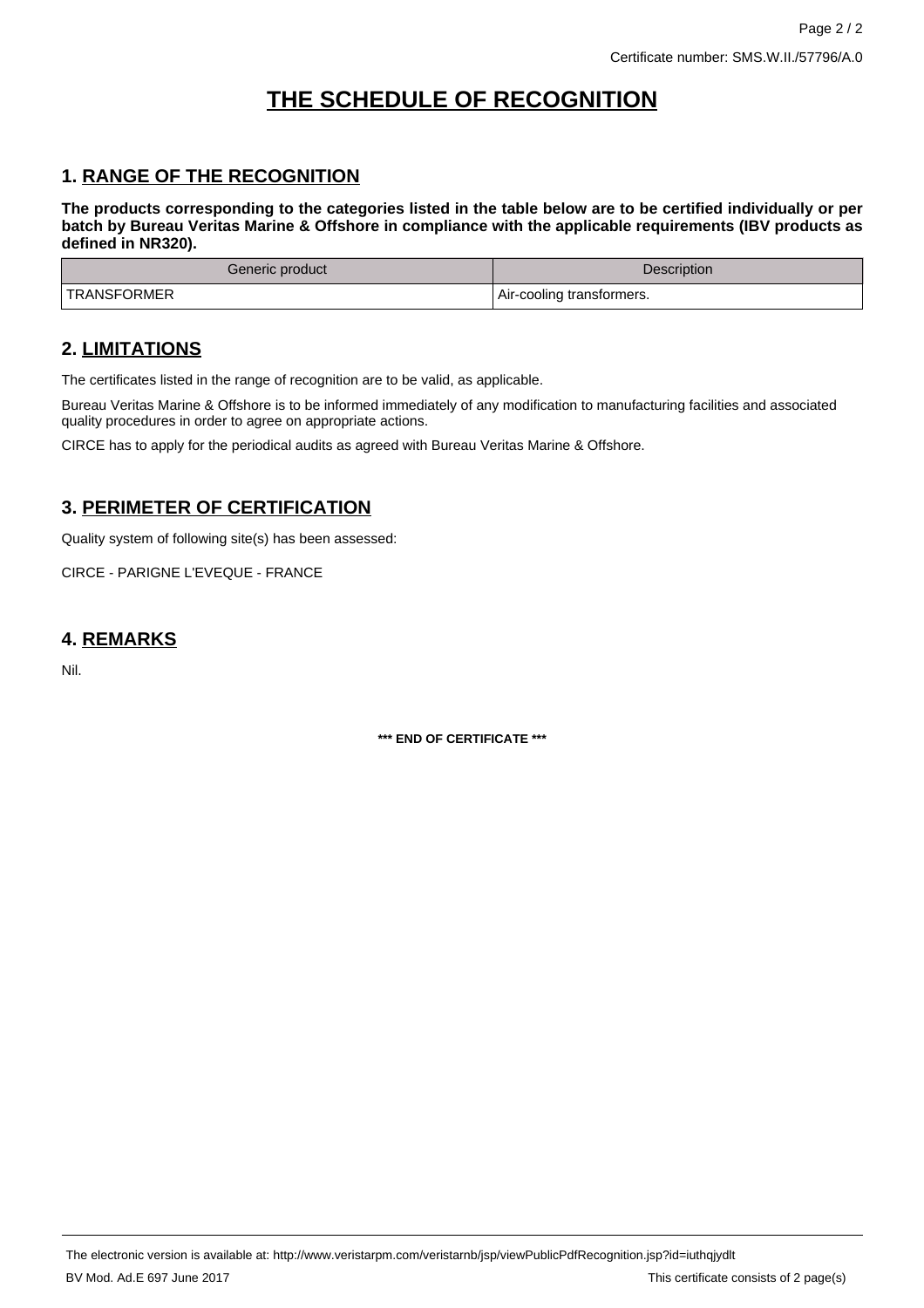Certificate number: SMS.W.II./57796/A.0

# THE SCHEDULE OF RECOGNITION

## 1. RANGE OF THE RECOGNITION

**The products corresponding to the categories listed in the table below are to be certified individually or per batch by Bureau Veritas Marine & Offshore in compliance with the applicable requirements (IBV products as defined in NR320).**

| Generic product | Description |
|---|---|
| TRANSFORMER | Air-cooling transformers. |

## 2. LIMITATIONS

The certificates listed in the range of recognition are to be valid, as applicable.

Bureau Veritas Marine & Offshore is to be informed immediately of any modification to manufacturing facilities and associated quality procedures in order to agree on appropriate actions.

CIRCE has to apply for the periodical audits as agreed with Bureau Veritas Marine & Offshore.

## 3. PERIMETER OF CERTIFICATION

Quality system of following site(s) has been assessed:

CIRCE - PARIGNE L'EVEQUE - FRANCE

## 4. REMARKS

Nil.

**\*\*\* END OF CERTIFICATE \*\*\***

The electronic version is available at: http://www.veristarpm.com/veristarnb/jsp/viewPublicPdfRecognition.jsp?id=iuthqjydlt

BV Mod. Ad.E 697 June 2017

This certificate consists of 2 page(s)